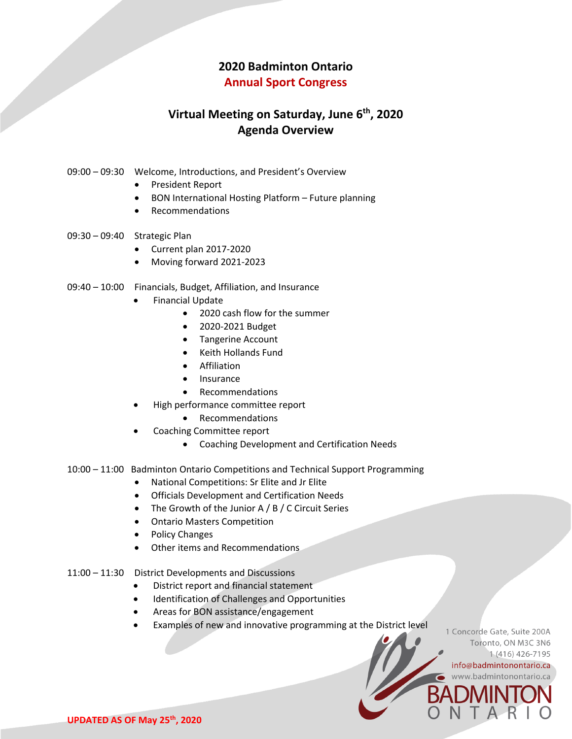# 2020 Badminton Ontario
## Annual Sport Congress

## Virtual Meeting on Saturday, June 6th, 2020
## Agenda Overview

09:00 – 09:30 Welcome, Introductions, and President's Overview

- President Report
- BON International Hosting Platform – Future planning
- Recommendations

09:30 – 09:40 Strategic Plan

- Current plan 2017-2020
- Moving forward 2021-2023

09:40 – 10:00 Financials, Budget, Affiliation, and Insurance

- Financial Update
  - 2020 cash flow for the summer
  - 2020-2021 Budget
  - Tangerine Account
  - Keith Hollands Fund
  - Affiliation
  - Insurance
  - Recommendations
- High performance committee report
  - Recommendations
- Coaching Committee report
  - Coaching Development and Certification Needs

10:00 – 11:00 Badminton Ontario Competitions and Technical Support Programming

- National Competitions: Sr Elite and Jr Elite
- Officials Development and Certification Needs
- The Growth of the Junior A / B / C Circuit Series
- Ontario Masters Competition
- Policy Changes
- Other items and Recommendations

11:00 – 11:30 District Developments and Discussions

- District report and financial statement
- Identification of Challenges and Opportunities
- Areas for BON assistance/engagement
- Examples of new and innovative programming at the District level

1 Concorde Gate, Suite 200A
Toronto, ON M3C 3N6
1 (416) 426-7195
info@badmintonontario.ca
www.badmintonontario.ca

BADMINTON ONTARIO

**UPDATED AS OF May 25th, 2020**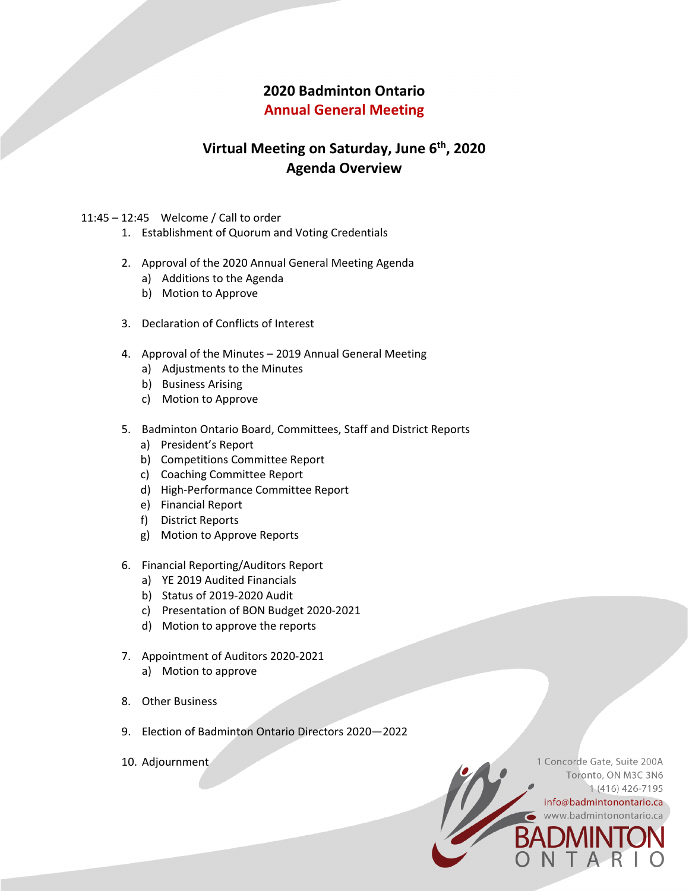# 2020 Badminton Ontario

## Annual General Meeting

## Virtual Meeting on Saturday, June 6th, 2020

## Agenda Overview

11:45 – 12:45 Welcome / Call to order

1. Establishment of Quorum and Voting Credentials

2. Approval of the 2020 Annual General Meeting Agenda
   a) Additions to the Agenda
   b) Motion to Approve

3. Declaration of Conflicts of Interest

4. Approval of the Minutes – 2019 Annual General Meeting
   a) Adjustments to the Minutes
   b) Business Arising
   c) Motion to Approve

5. Badminton Ontario Board, Committees, Staff and District Reports
   a) President's Report
   b) Competitions Committee Report
   c) Coaching Committee Report
   d) High-Performance Committee Report
   e) Financial Report
   f) District Reports
   g) Motion to Approve Reports

6. Financial Reporting/Auditors Report
   a) YE 2019 Audited Financials
   b) Status of 2019-2020 Audit
   c) Presentation of BON Budget 2020-2021
   d) Motion to approve the reports

7. Appointment of Auditors 2020-2021
   a) Motion to approve

8. Other Business

9. Election of Badminton Ontario Directors 2020—2022

10. Adjournment

1 Concorde Gate, Suite 200A
Toronto, ON M3C 3N6
1 (416) 426-7195
info@badmintonontario.ca
www.badmintonontario.ca

BADMINTON ONTARIO